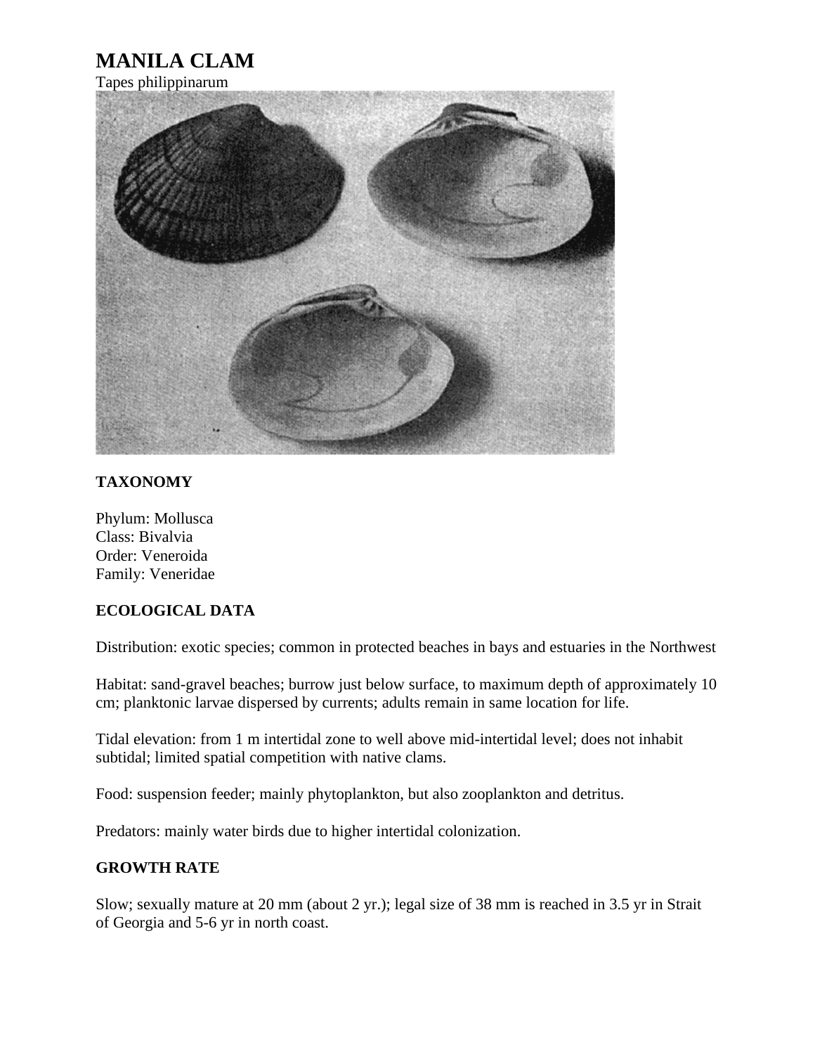# MANILA CLAM

Tapes philippinarum

## TAXONOMY

Phylum: Mollusca
Class: Bivalvia
Order: Veneroida
Family: Veneridae

## ECOLOGICAL DATA

Distribution: exotic species; common in protected beaches in bays and estuaries in the Northwest

Habitat: sand-gravel beaches; burrow just below surface, to maximum depth of approximately 10 cm; planktonic larvae dispersed by currents; adults remain in same location for life.

Tidal elevation: from 1 m intertidal zone to well above mid-intertidal level; does not inhabit subtidal; limited spatial competition with native clams.

Food: suspension feeder; mainly phytoplankton, but also zooplankton and detritus.

Predators: mainly water birds due to higher intertidal colonization.

## GROWTH RATE

Slow; sexually mature at 20 mm (about 2 yr.); legal size of 38 mm is reached in 3.5 yr in Strait of Georgia and 5-6 yr in north coast.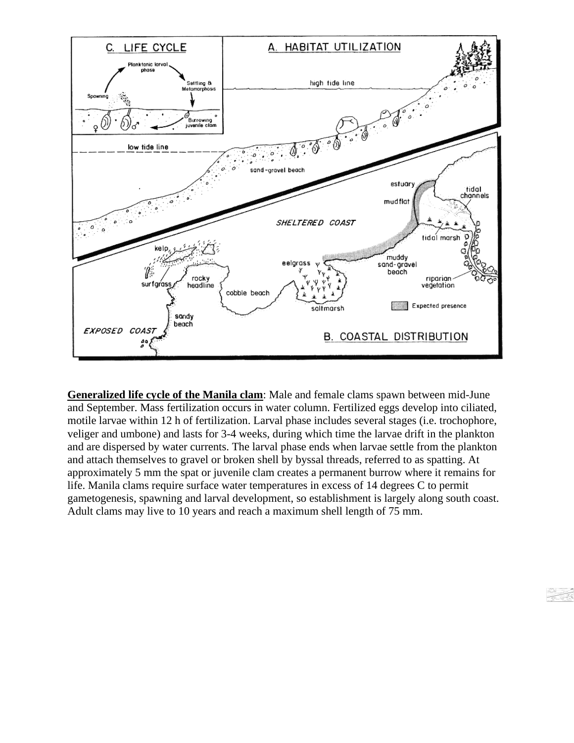C. LIFE CYCLE

Planktonic larval phase

Settling & Metamorphosis

Spawning

Burrowing juvenile clam

♀ ♂

A. HABITAT UTILIZATION

high tide line

low tide line

sand-gravel beach

estuary

tidal channels

mudflat

SHELTERED COAST

tidal marsh

kelp

eelgrass

muddy sand-gravel beach

surfgrass

rocky headline

cobble beach

riparian vegetation

saltmarsh

Expected presence

sandy beach

EXPOSED COAST

B. COASTAL DISTRIBUTION

**Generalized life cycle of the Manila clam**: Male and female clams spawn between mid-June and September. Mass fertilization occurs in water column. Fertilized eggs develop into ciliated, motile larvae within 12 h of fertilization. Larval phase includes several stages (i.e. trochophore, veliger and umbone) and lasts for 3-4 weeks, during which time the larvae drift in the plankton and are dispersed by water currents. The larval phase ends when larvae settle from the plankton and attach themselves to gravel or broken shell by byssal threads, referred to as spatting. At approximately 5 mm the spat or juvenile clam creates a permanent burrow where it remains for life. Manila clams require surface water temperatures in excess of 14 degrees C to permit gametogenesis, spawning and larval development, so establishment is largely along south coast. Adult clams may live to 10 years and reach a maximum shell length of 75 mm.